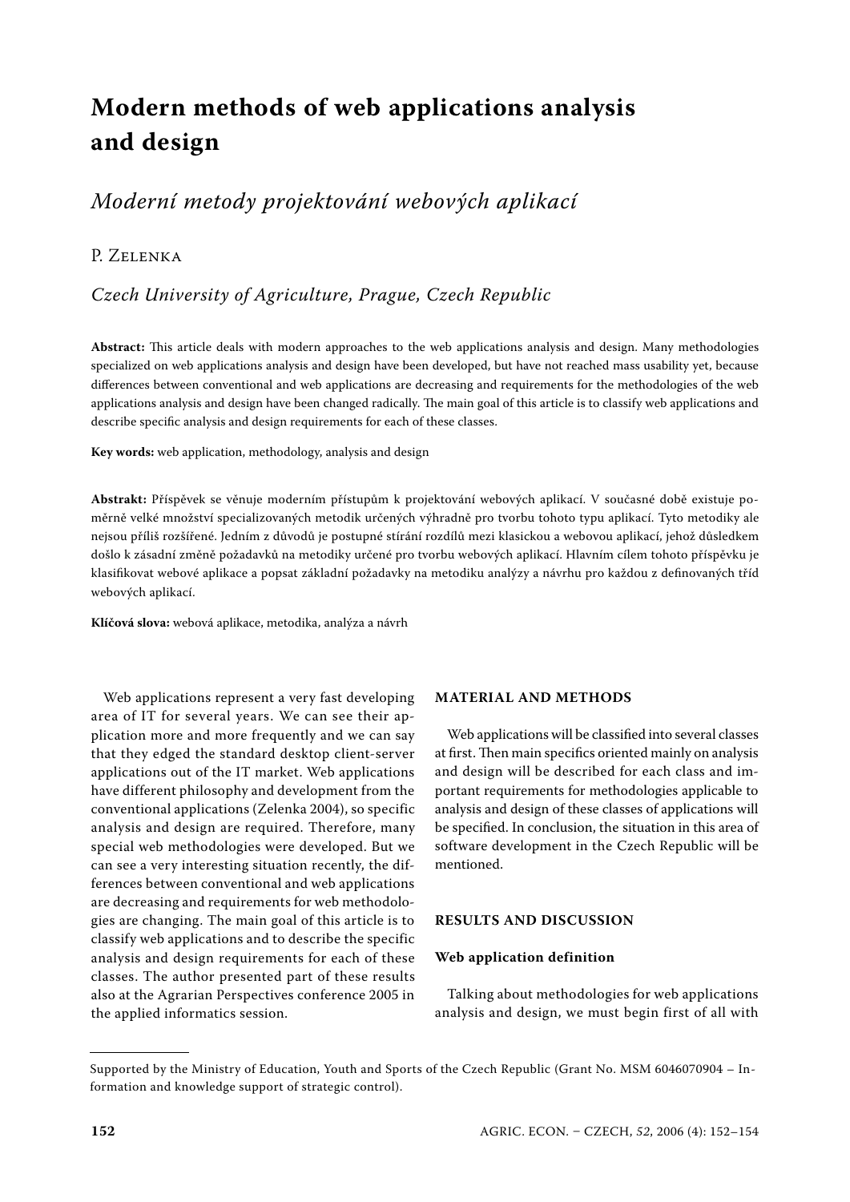# Modern methods of web applications analysis and design

## *Moderní metody projektování webových aplikací*

P. Zelenka

*Czech University of Agriculture, Prague, Czech Republic*

**Abstract:** This article deals with modern approaches to the web applications analysis and design. Many methodologies specialized on web applications analysis and design have been developed, but have not reached mass usability yet, because differences between conventional and web applications are decreasing and requirements for the methodologies of the web applications analysis and design have been changed radically. The main goal of this article is to classify web applications and describe specific analysis and design requirements for each of these classes.

**Key words:** web application, methodology, analysis and design

**Abstrakt:** Příspěvek se věnuje moderním přístupům k projektování webových aplikací. V současné době existuje poměrně velké množství specializovaných metodik určených výhradně pro tvorbu tohoto typu aplikací. Tyto metodiky ale nejsou příliš rozšířené. Jedním z důvodů je postupné stírání rozdílů mezi klasickou a webovou aplikací, jehož důsledkem došlo k zásadní změně požadavků na metodiky určené pro tvorbu webových aplikací. Hlavním cílem tohoto příspěvku je klasifikovat webové aplikace a popsat základní požadavky na metodiku analýzy a návrhu pro každou z definovaných tříd webových aplikací.

**Klíčová slova:** webová aplikace, metodika, analýza a návrh

Web applications represent a very fast developing area of IT for several years. We can see their application more and more frequently and we can say that they edged the standard desktop client-server applications out of the IT market. Web applications have different philosophy and development from the conventional applications (Zelenka 2004), so specific analysis and design are required. Therefore, many special web methodologies were developed. But we can see a very interesting situation recently, the differences between conventional and web applications are decreasing and requirements for web methodologies are changing. The main goal of this article is to classify web applications and to describe the specific analysis and design requirements for each of these classes. The author presented part of these results also at the Agrarian Perspectives conference 2005 in the applied informatics session.

## MATERIAL AND METHODS

Web applications will be classified into several classes at first. Then main specifics oriented mainly on analysis and design will be described for each class and important requirements for methodologies applicable to analysis and design of these classes of applications will be specified. In conclusion, the situation in this area of software development in the Czech Republic will be mentioned.

## RESULTS AND DISCUSSION

### Web application definition

Talking about methodologies for web applications analysis and design, we must begin first of all with

---

Supported by the Ministry of Education, Youth and Sports of the Czech Republic (Grant No. MSM 6046070904 – Information and knowledge support of strategic control).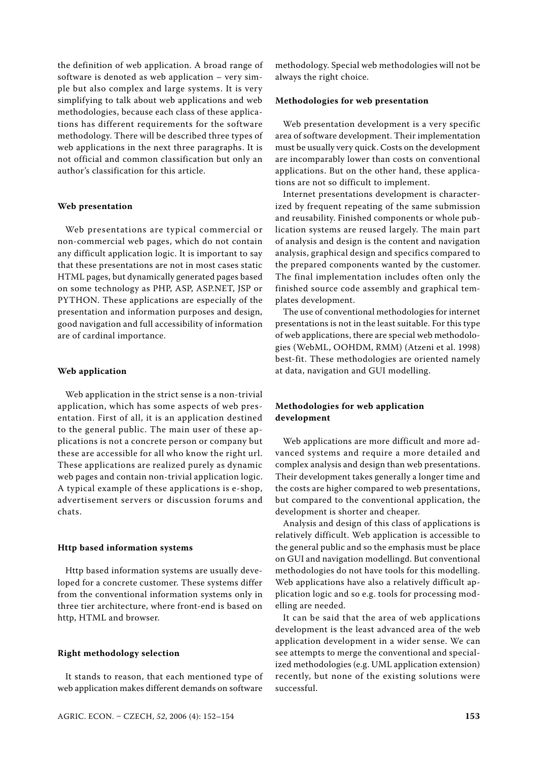the definition of web application. A broad range of software is denoted as web application – very simple but also complex and large systems. It is very simplifying to talk about web applications and web methodologies, because each class of these applications has different requirements for the software methodology. There will be described three types of web applications in the next three paragraphs. It is not official and common classification but only an author's classification for this article.

### Web presentation

Web presentations are typical commercial or non-commercial web pages, which do not contain any difficult application logic. It is important to say that these presentations are not in most cases static HTML pages, but dynamically generated pages based on some technology as PHP, ASP, ASP.NET, JSP or PYTHON. These applications are especially of the presentation and information purposes and design, good navigation and full accessibility of information are of cardinal importance.

### Web application

Web application in the strict sense is a non-trivial application, which has some aspects of web presentation. First of all, it is an application destined to the general public. The main user of these applications is not a concrete person or company but these are accessible for all who know the right url. These applications are realized purely as dynamic web pages and contain non-trivial application logic. A typical example of these applications is e-shop, advertisement servers or discussion forums and chats.

### Http based information systems

Http based information systems are usually developed for a concrete customer. These systems differ from the conventional information systems only in three tier architecture, where front-end is based on http, HTML and browser.

### Right methodology selection

It stands to reason, that each mentioned type of web application makes different demands on software methodology. Special web methodologies will not be always the right choice.

### Methodologies for web presentation

Web presentation development is a very specific area of software development. Their implementation must be usually very quick. Costs on the development are incomparably lower than costs on conventional applications. But on the other hand, these applications are not so difficult to implement.

Internet presentations development is characterized by frequent repeating of the same submission and reusability. Finished components or whole publication systems are reused largely. The main part of analysis and design is the content and navigation analysis, graphical design and specifics compared to the prepared components wanted by the customer. The final implementation includes often only the finished source code assembly and graphical templates development.

The use of conventional methodologies for internet presentations is not in the least suitable. For this type of web applications, there are special web methodologies (WebML, OOHDM, RMM) (Atzeni et al. 1998) best-fit. These methodologies are oriented namely at data, navigation and GUI modelling.

### Methodologies for web application development

Web applications are more difficult and more advanced systems and require a more detailed and complex analysis and design than web presentations. Their development takes generally a longer time and the costs are higher compared to web presentations, but compared to the conventional application, the development is shorter and cheaper.

Analysis and design of this class of applications is relatively difficult. Web application is accessible to the general public and so the emphasis must be place on GUI and navigation modellingd. But conventional methodologies do not have tools for this modelling. Web applications have also a relatively difficult application logic and so e.g. tools for processing modelling are needed.

It can be said that the area of web applications development is the least advanced area of the web application development in a wider sense. We can see attempts to merge the conventional and specialized methodologies (e.g. UML application extension) recently, but none of the existing solutions were successful.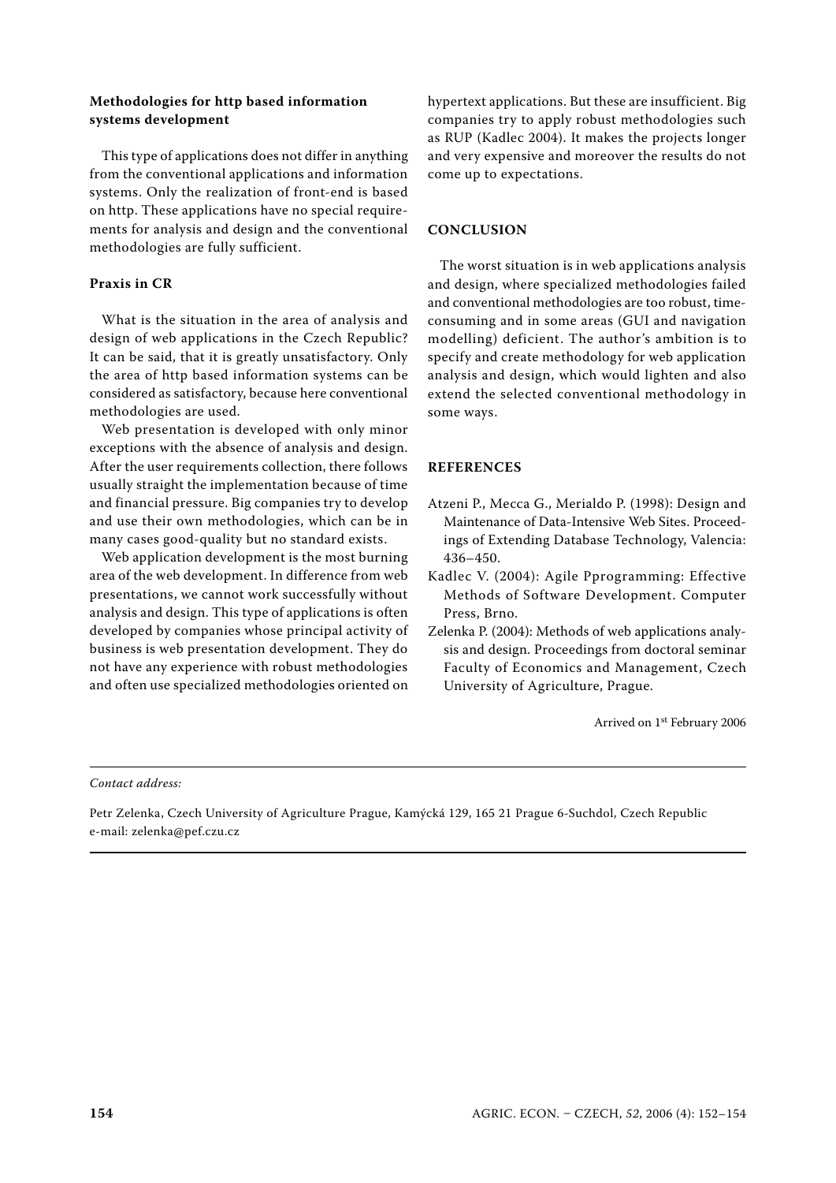### Methodologies for http based information systems development

This type of applications does not differ in anything from the conventional applications and information systems. Only the realization of front-end is based on http. These applications have no special requirements for analysis and design and the conventional methodologies are fully sufficient.

### Praxis in CR

What is the situation in the area of analysis and design of web applications in the Czech Republic? It can be said, that it is greatly unsatisfactory. Only the area of http based information systems can be considered as satisfactory, because here conventional methodologies are used.

Web presentation is developed with only minor exceptions with the absence of analysis and design. After the user requirements collection, there follows usually straight the implementation because of time and financial pressure. Big companies try to develop and use their own methodologies, which can be in many cases good-quality but no standard exists.

Web application development is the most burning area of the web development. In difference from web presentations, we cannot work successfully without analysis and design. This type of applications is often developed by companies whose principal activity of business is web presentation development. They do not have any experience with robust methodologies and often use specialized methodologies oriented on hypertext applications. But these are insufficient. Big companies try to apply robust methodologies such as RUP (Kadlec 2004). It makes the projects longer and very expensive and moreover the results do not come up to expectations.

## CONCLUSION

The worst situation is in web applications analysis and design, where specialized methodologies failed and conventional methodologies are too robust, time-consuming and in some areas (GUI and navigation modelling) deficient. The author's ambition is to specify and create methodology for web application analysis and design, which would lighten and also extend the selected conventional methodology in some ways.

## REFERENCES

Atzeni P., Mecca G., Merialdo P. (1998): Design and Maintenance of Data-Intensive Web Sites. Proceedings of Extending Database Technology, Valencia: 436–450.

Kadlec V. (2004): Agile Pprogramming: Effective Methods of Software Development. Computer Press, Brno.

Zelenka P. (2004): Methods of web applications analysis and design. Proceedings from doctoral seminar Faculty of Economics and Management, Czech University of Agriculture, Prague.

Arrived on 1st February 2006

*Contact address:*

Petr Zelenka, Czech University of Agriculture Prague, Kamýcká 129, 165 21 Prague 6-Suchdol, Czech Republic
e-mail: zelenka@pef.czu.cz